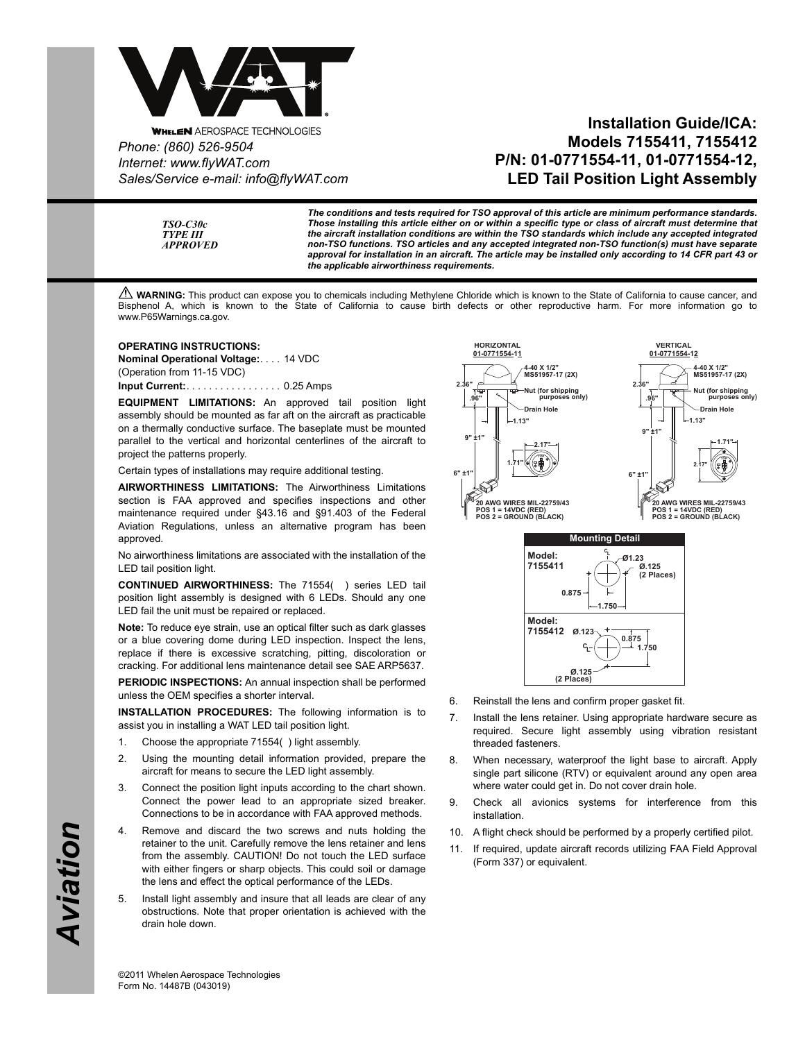WHELEN AEROSPACE TECHNOLOGIES

*Phone: (860) 526-9504*
*Internet: www.flyWAT.com*
*Sales/Service e-mail: info@flyWAT.com*

# Installation Guide/ICA: Models 7155411, 7155412 P/N: 01-0771554-11, 01-0771554-12, LED Tail Position Light Assembly

***TSO-C30c TYPE III APPROVED***

***The conditions and tests required for TSO approval of this article are minimum performance standards. Those installing this article either on or within a specific type or class of aircraft must determine that the aircraft installation conditions are within the TSO standards which include any accepted integrated non-TSO functions. TSO articles and any accepted integrated non-TSO function(s) must have separate approval for installation in an aircraft. The article may be installed only according to 14 CFR part 43 or the applicable airworthiness requirements.***

⚠ **WARNING:** This product can expose you to chemicals including Methylene Chloride which is known to the State of California to cause cancer, and Bisphenol A, which is known to the State of California to cause birth defects or other reproductive harm. For more information go to www.P65Warnings.ca.gov.

**OPERATING INSTRUCTIONS:**
**Nominal Operational Voltage:**. . . . 14 VDC
(Operation from 11-15 VDC)
**Input Current:**. . . . . . . . . . . . . . . . . 0.25 Amps

**EQUIPMENT LIMITATIONS:** An approved tail position light assembly should be mounted as far aft on the aircraft as practicable on a thermally conductive surface. The baseplate must be mounted parallel to the vertical and horizontal centerlines of the aircraft to project the patterns properly.

Certain types of installations may require additional testing.

**AIRWORTHINESS LIMITATIONS:** The Airworthiness Limitations section is FAA approved and specifies inspections and other maintenance required under §43.16 and §91.403 of the Federal Aviation Regulations, unless an alternative program has been approved.

No airworthiness limitations are associated with the installation of the LED tail position light.

**CONTINUED AIRWORTHINESS:** The 71554( ) series LED tail position light assembly is designed with 6 LEDs. Should any one LED fail the unit must be repaired or replaced.

**Note:** To reduce eye strain, use an optical filter such as dark glasses or a blue covering dome during LED inspection. Inspect the lens, replace if there is excessive scratching, pitting, discoloration or cracking. For additional lens maintenance detail see SAE ARP5637.

**PERIODIC INSPECTIONS:** An annual inspection shall be performed unless the OEM specifies a shorter interval.

**INSTALLATION PROCEDURES:** The following information is to assist you in installing a WAT LED tail position light.

1. Choose the appropriate 71554( ) light assembly.
2. Using the mounting detail information provided, prepare the aircraft for means to secure the LED light assembly.
3. Connect the position light inputs according to the chart shown. Connect the power lead to an appropriate sized breaker. Connections to be in accordance with FAA approved methods.
4. Remove and discard the two screws and nuts holding the retainer to the unit. Carefully remove the lens retainer and lens from the assembly. CAUTION! Do not touch the LED surface with either fingers or sharp objects. This could soil or damage the lens and effect the optical performance of the LEDs.
5. Install light assembly and insure that all leads are clear of any obstructions. Note that proper orientation is achieved with the drain hole down.

**HORIZONTAL 01-0771554-11**
4-40 X 1/2" MS51957-17 (2X); Nut (for shipping purposes only); Drain Hole; 2.36"; .96"; 1.13"; 9" ±1"; 2.17"; 1.71"; 6" ±1"
20 AWG WIRES MIL-22759/43
POS 1 = 14VDC (RED)
POS 2 = GROUND (BLACK)

**VERTICAL 01-0771554-12**
4-40 X 1/2" MS51957-17 (2X); Nut (for shipping purposes only); Drain Hole; 2.36"; .96"; 1.13"; 9" ±1"; 1.71"; 2.17"; 6" ±1"
20 AWG WIRES MIL-22759/43
POS 1 = 14VDC (RED)
POS 2 = GROUND (BLACK)

**Mounting Detail**

**Model: 7155411** — Ø1.23; Ø.125 (2 Places); 0.875; 1.750

**Model: 7155412** — Ø.123; 0.875; 1.750; Ø.125 (2 Places)

6. Reinstall the lens and confirm proper gasket fit.
7. Install the lens retainer. Using appropriate hardware secure as required. Secure light assembly using vibration resistant threaded fasteners.
8. When necessary, waterproof the light base to aircraft. Apply single part silicone (RTV) or equivalent around any open area where water could get in. Do not cover drain hole.
9. Check all avionics systems for interference from this installation.
10. A flight check should be performed by a properly certified pilot.
11. If required, update aircraft records utilizing FAA Field Approval (Form 337) or equivalent.

©2011 Whelen Aerospace Technologies
Form No. 14487B (043019)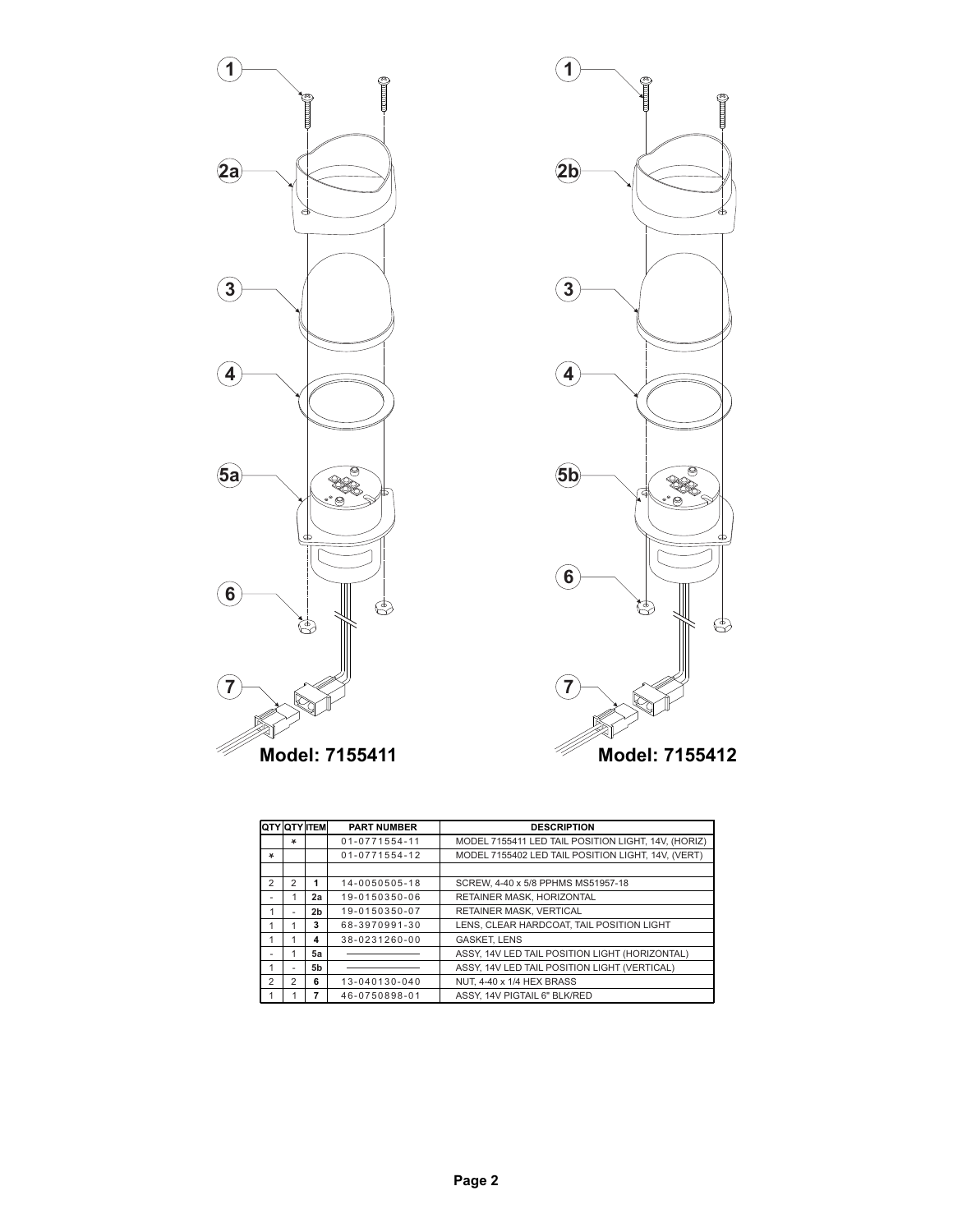1
2a
3
4
5a
6
7
Model: 7155411

1
2b
3
4
5b
6
7
Model: 7155412

| QTY | QTY | ITEM | PART NUMBER | DESCRIPTION |
|---|---|---|---|---|
| | * | | 01-0771554-11 | MODEL 7155411 LED TAIL POSITION LIGHT, 14V, (HORIZ) |
| * | | | 01-0771554-12 | MODEL 7155402 LED TAIL POSITION LIGHT, 14V, (VERT) |
| | | | | |
| 2 | 2 | 1 | 14-0050505-18 | SCREW, 4-40 x 5/8 PPHMS MS51957-18 |
| - | 1 | 2a | 19-0150350-06 | RETAINER MASK, HORIZONTAL |
| 1 | - | 2b | 19-0150350-07 | RETAINER MASK, VERTICAL |
| 1 | 1 | 3 | 68-3970991-30 | LENS, CLEAR HARDCOAT, TAIL POSITION LIGHT |
| 1 | 1 | 4 | 38-0231260-00 | GASKET, LENS |
| - | 1 | 5a | ———————— | ASSY, 14V LED TAIL POSITION LIGHT (HORIZONTAL) |
| 1 | - | 5b | ———————— | ASSY, 14V LED TAIL POSITION LIGHT (VERTICAL) |
| 2 | 2 | 6 | 13-040130-040 | NUT, 4-40 x 1/4 HEX BRASS |
| 1 | 1 | 7 | 46-0750898-01 | ASSY, 14V PIGTAIL 6" BLK/RED |